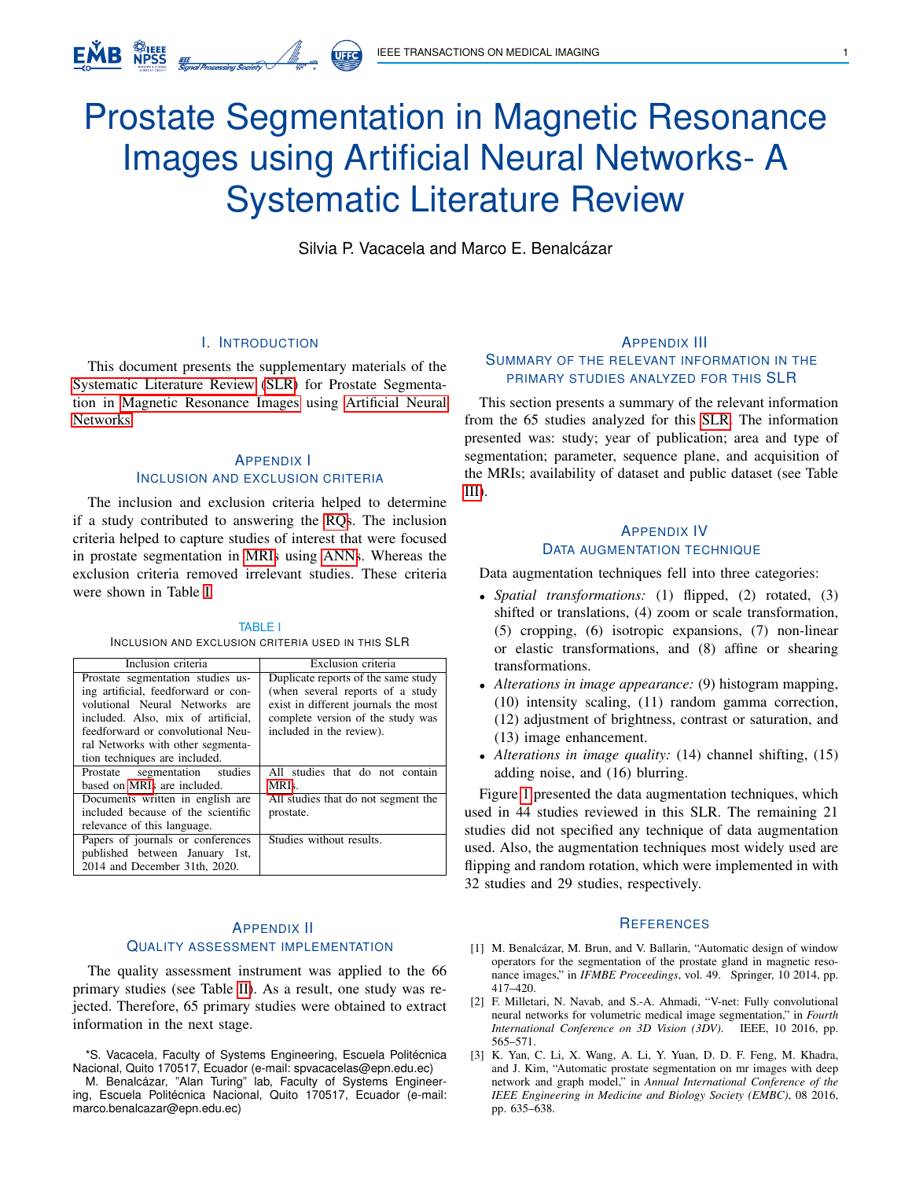# Prostate Segmentation in Magnetic Resonance Images using Artificial Neural Networks- A Systematic Literature Review

Silvia P. Vacacela and Marco E. Benalcázar

## I. Introduction

This document presents the supplementary materials of the Systematic Literature Review (SLR) for Prostate Segmentation in Magnetic Resonance Images using Artificial Neural Networks.

## Appendix I
## Inclusion and Exclusion Criteria

The inclusion and exclusion criteria helped to determine if a study contributed to answering the RQs. The inclusion criteria helped to capture studies of interest that were focused in prostate segmentation in MRIs using ANNs. Whereas the exclusion criteria removed irrelevant studies. These criteria were shown in Table I.

TABLE I
Inclusion and exclusion criteria used in this SLR

| Inclusion criteria | Exclusion criteria |
|---|---|
| Prostate segmentation studies using artificial, feedforward or convolutional Neural Networks are included. Also, mix of artificial, feedforward or convolutional Neural Networks with other segmentation techniques are included. | Duplicate reports of the same study (when several reports of a study exist in different journals the most complete version of the study was included in the review). |
| Prostate segmentation studies based on MRIs are included. | All studies that do not contain MRIs. |
| Documents written in english are included because of the scientific relevance of this language. | All studies that do not segment the prostate. |
| Papers of journals or conferences published between January 1st, 2014 and December 31th, 2020. | Studies without results. |

## Appendix II
## Quality Assessment Implementation

The quality assessment instrument was applied to the 66 primary studies (see Table II). As a result, one study was rejected. Therefore, 65 primary studies were obtained to extract information in the next stage.

*S. Vacacela, Faculty of Systems Engineering, Escuela Politécnica Nacional, Quito 170517, Ecuador (e-mail: spvacacelas@epn.edu.ec)
M. Benalcázar, "Alan Turing" lab, Faculty of Systems Engineering, Escuela Politécnica Nacional, Quito 170517, Ecuador (e-mail: marco.benalcazar@epn.edu.ec)

## Appendix III
## Summary of the Relevant Information in the Primary Studies Analyzed for this SLR

This section presents a summary of the relevant information from the 65 studies analyzed for this SLR. The information presented was: study; year of publication; area and type of segmentation; parameter, sequence plane, and acquisition of the MRIs; availability of dataset and public dataset (see Table III).

## Appendix IV
## Data Augmentation Technique

Data augmentation techniques fell into three categories:

- *Spatial transformations:* (1) flipped, (2) rotated, (3) shifted or translations, (4) zoom or scale transformation, (5) cropping, (6) isotropic expansions, (7) non-linear or elastic transformations, and (8) affine or shearing transformations.
- *Alterations in image appearance:* (9) histogram mapping, (10) intensity scaling, (11) random gamma correction, (12) adjustment of brightness, contrast or saturation, and (13) image enhancement.
- *Alterations in image quality:* (14) channel shifting, (15) adding noise, and (16) blurring.

Figure 1 presented the data augmentation techniques, which used in 44 studies reviewed in this SLR. The remaining 21 studies did not specified any technique of data augmentation used. Also, the augmentation techniques most widely used are flipping and random rotation, which were implemented in with 32 studies and 29 studies, respectively.

## References

[1] M. Benalcázar, M. Brun, and V. Ballarin, "Automatic design of window operators for the segmentation of the prostate gland in magnetic resonance images," in *IFMBE Proceedings*, vol. 49. Springer, 10 2014, pp. 417–420.

[2] F. Milletari, N. Navab, and S.-A. Ahmadi, "V-net: Fully convolutional neural networks for volumetric medical image segmentation," in *Fourth International Conference on 3D Vision (3DV)*. IEEE, 10 2016, pp. 565–571.

[3] K. Yan, C. Li, X. Wang, A. Li, Y. Yuan, D. D. F. Feng, M. Khadra, and J. Kim, "Automatic prostate segmentation on mr images with deep network and graph model," in *Annual International Conference of the IEEE Engineering in Medicine and Biology Society (EMBC)*, 08 2016, pp. 635–638.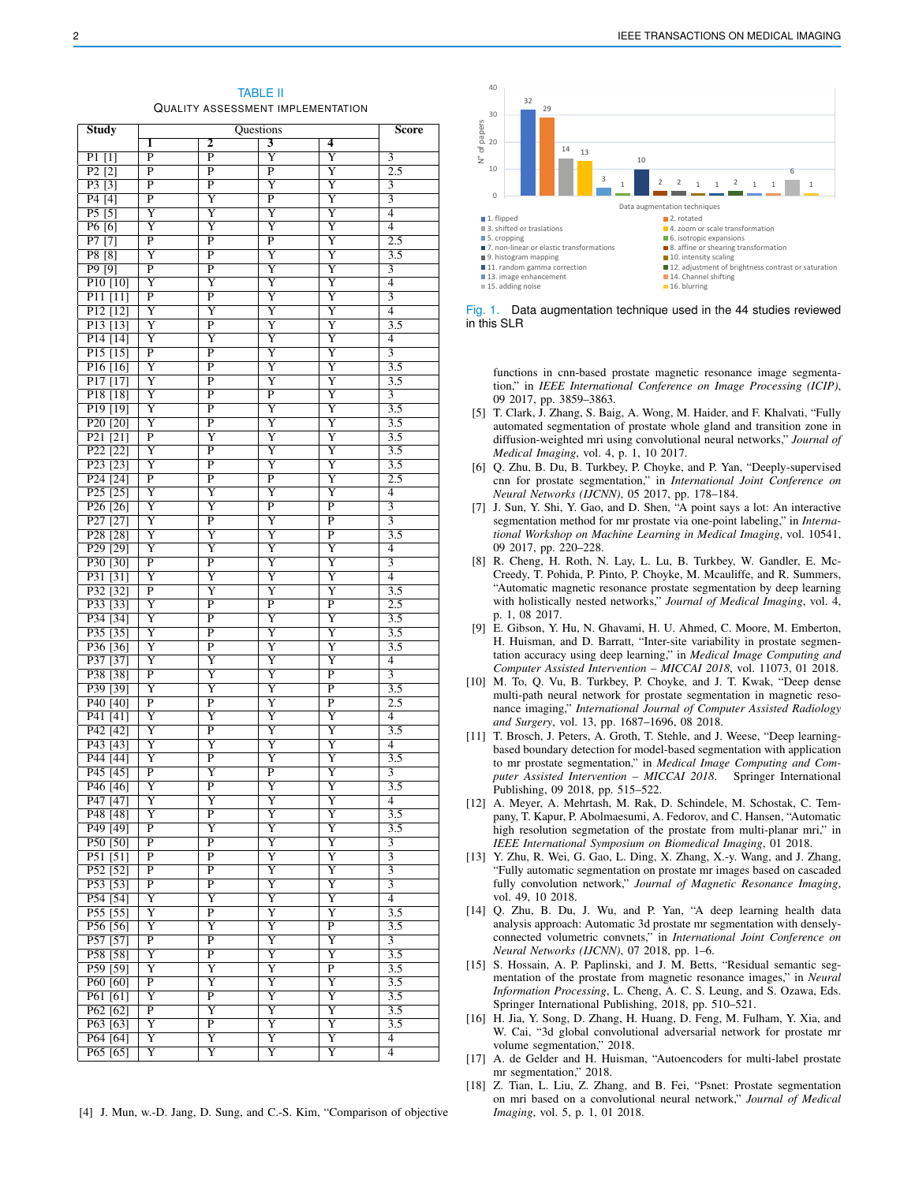TABLE II

QUALITY ASSESSMENT IMPLEMENTATION

| Study | Questions | | | | Score |
|---|---|---|---|---|---|
| | 1 | 2 | 3 | 4 | |
| P1 [1] | P | P | Y | Y | 3 |
| P2 [2] | P | P | P | Y | 2.5 |
| P3 [3] | P | P | Y | Y | 3 |
| P4 [4] | P | Y | P | Y | 3 |
| P5 [5] | Y | Y | Y | Y | 4 |
| P6 [6] | Y | Y | Y | Y | 4 |
| P7 [7] | P | P | P | Y | 2.5 |
| P8 [8] | Y | P | Y | Y | 3.5 |
| P9 [9] | P | P | Y | Y | 3 |
| P10 [10] | Y | Y | Y | Y | 4 |
| P11 [11] | P | P | Y | Y | 3 |
| P12 [12] | Y | Y | Y | Y | 4 |
| P13 [13] | Y | P | Y | Y | 3.5 |
| P14 [14] | Y | Y | Y | Y | 4 |
| P15 [15] | P | P | Y | Y | 3 |
| P16 [16] | Y | P | Y | Y | 3.5 |
| P17 [17] | Y | P | Y | Y | 3.5 |
| P18 [18] | Y | P | P | Y | 3 |
| P19 [19] | Y | P | Y | Y | 3.5 |
| P20 [20] | Y | P | Y | Y | 3.5 |
| P21 [21] | P | Y | Y | Y | 3.5 |
| P22 [22] | Y | P | Y | Y | 3.5 |
| P23 [23] | Y | P | Y | Y | 3.5 |
| P24 [24] | P | P | P | Y | 2.5 |
| P25 [25] | Y | Y | Y | Y | 4 |
| P26 [26] | Y | Y | P | P | 3 |
| P27 [27] | Y | P | Y | P | 3 |
| P28 [28] | Y | Y | Y | P | 3.5 |
| P29 [29] | Y | Y | Y | Y | 4 |
| P30 [30] | P | P | Y | Y | 3 |
| P31 [31] | Y | Y | Y | Y | 4 |
| P32 [32] | P | Y | Y | Y | 3.5 |
| P33 [33] | Y | P | P | P | 2.5 |
| P34 [34] | Y | P | Y | Y | 3.5 |
| P35 [35] | Y | P | Y | Y | 3.5 |
| P36 [36] | Y | P | Y | Y | 3.5 |
| P37 [37] | Y | Y | Y | Y | 4 |
| P38 [38] | P | Y | Y | P | 3 |
| P39 [39] | Y | Y | Y | P | 3.5 |
| P40 [40] | P | P | Y | P | 2.5 |
| P41 [41] | Y | Y | Y | Y | 4 |
| P42 [42] | Y | P | Y | Y | 3.5 |
| P43 [43] | Y | Y | Y | Y | 4 |
| P44 [44] | Y | P | Y | Y | 3.5 |
| P45 [45] | P | Y | P | Y | 3 |
| P46 [46] | Y | P | Y | Y | 3.5 |
| P47 [47] | Y | Y | Y | Y | 4 |
| P48 [48] | Y | P | Y | Y | 3.5 |
| P49 [49] | P | Y | Y | Y | 3.5 |
| P50 [50] | P | P | Y | Y | 3 |
| P51 [51] | P | P | Y | Y | 3 |
| P52 [52] | P | P | Y | Y | 3 |
| P53 [53] | P | P | Y | Y | 3 |
| P54 [54] | Y | Y | Y | Y | 4 |
| P55 [55] | Y | P | Y | Y | 3.5 |
| P56 [56] | Y | Y | Y | P | 3.5 |
| P57 [57] | P | P | Y | Y | 3 |
| P58 [58] | Y | P | Y | Y | 3.5 |
| P59 [59] | Y | Y | Y | P | 3.5 |
| P60 [60] | P | Y | Y | Y | 3.5 |
| P61 [61] | Y | P | Y | Y | 3.5 |
| P62 [62] | P | Y | Y | Y | 3.5 |
| P63 [63] | Y | P | Y | Y | 3.5 |
| P64 [64] | Y | Y | Y | Y | 4 |
| P65 [65] | Y | Y | Y | Y | 4 |

Fig. 1. Data augmentation technique used in the 44 studies reviewed in this SLR

[4] J. Mun, w.-D. Jang, D. Sung, and C.-S. Kim, "Comparison of objective functions in cnn-based prostate magnetic resonance image segmentation," in *IEEE International Conference on Image Processing (ICIP)*, 09 2017, pp. 3859–3863.

[5] T. Clark, J. Zhang, S. Baig, A. Wong, M. Haider, and F. Khalvati, "Fully automated segmentation of prostate whole gland and transition zone in diffusion-weighted mri using convolutional neural networks," *Journal of Medical Imaging*, vol. 4, p. 1, 10 2017.

[6] Q. Zhu, B. Du, B. Turkbey, P. Choyke, and P. Yan, "Deeply-supervised cnn for prostate segmentation," in *International Joint Conference on Neural Networks (IJCNN)*, 05 2017, pp. 178–184.

[7] J. Sun, Y. Shi, Y. Gao, and D. Shen, "A point says a lot: An interactive segmentation method for mr prostate via one-point labeling," in *International Workshop on Machine Learning in Medical Imaging*, vol. 10541, 09 2017, pp. 220–228.

[8] R. Cheng, H. Roth, N. Lay, L. Lu, B. Turkbey, W. Gandler, E. McCreedy, T. Pohida, P. Pinto, P. Choyke, M. Mcauliffe, and R. Summers, "Automatic magnetic resonance prostate segmentation by deep learning with holistically nested networks," *Journal of Medical Imaging*, vol. 4, p. 1, 08 2017.

[9] E. Gibson, Y. Hu, N. Ghavami, H. U. Ahmed, C. Moore, M. Emberton, H. Huisman, and D. Barratt, "Inter-site variability in prostate segmentation accuracy using deep learning," in *Medical Image Computing and Computer Assisted Intervention – MICCAI 2018*, vol. 11073, 01 2018.

[10] M. To, Q. Vu, B. Turkbey, P. Choyke, and J. T. Kwak, "Deep dense multi-path neural network for prostate segmentation in magnetic resonance imaging," *International Journal of Computer Assisted Radiology and Surgery*, vol. 13, pp. 1687–1696, 08 2018.

[11] T. Brosch, J. Peters, A. Groth, T. Stehle, and J. Weese, "Deep learning-based boundary detection for model-based segmentation with application to mr prostate segmentation," in *Medical Image Computing and Computer Assisted Intervention – MICCAI 2018*. Springer International Publishing, 09 2018, pp. 515–522.

[12] A. Meyer, A. Mehrtash, M. Rak, D. Schindele, M. Schostak, C. Tempany, T. Kapur, P. Abolmaesumi, A. Fedorov, and C. Hansen, "Automatic high resolution segmetation of the prostate from multi-planar mri," in *IEEE International Symposium on Biomedical Imaging*, 01 2018.

[13] Y. Zhu, R. Wei, G. Gao, L. Ding, X. Zhang, X.-y. Wang, and J. Zhang, "Fully automatic segmentation on prostate mr images based on cascaded fully convolution network," *Journal of Magnetic Resonance Imaging*, vol. 49, 10 2018.

[14] Q. Zhu, B. Du, J. Wu, and P. Yan, "A deep learning health data analysis approach: Automatic 3d prostate mr segmentation with densely-connected volumetric convnets," in *International Joint Conference on Neural Networks (IJCNN)*, 07 2018, pp. 1–6.

[15] S. Hossain, A. P. Paplinski, and J. M. Betts, "Residual semantic segmentation of the prostate from magnetic resonance images," in *Neural Information Processing*, L. Cheng, A. C. S. Leung, and S. Ozawa, Eds. Springer International Publishing, 2018, pp. 510–521.

[16] H. Jia, Y. Song, D. Zhang, H. Huang, D. Feng, M. Fulham, Y. Xia, and W. Cai, "3d global convolutional adversarial network for prostate mr volume segmentation," 2018.

[17] A. de Gelder and H. Huisman, "Autoencoders for multi-label prostate mr segmentation," 2018.

[18] Z. Tian, L. Liu, Z. Zhang, and B. Fei, "Psnet: Prostate segmentation on mri based on a convolutional neural network," *Journal of Medical Imaging*, vol. 5, p. 1, 01 2018.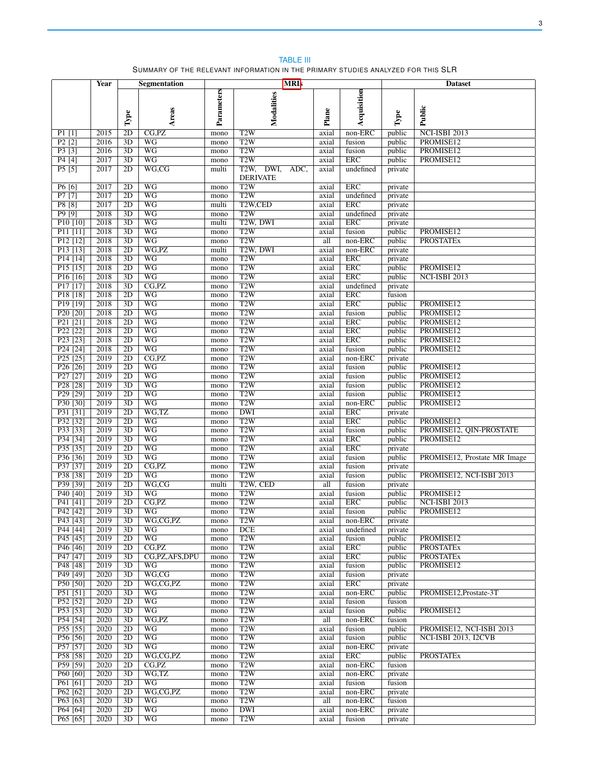TABLE III

SUMMARY OF THE RELEVANT INFORMATION IN THE PRIMARY STUDIES ANALYZED FOR THIS SLR

| | Year | Segmentation | | MRIs | | | | Dataset | |
|---|---|---|---|---|---|---|---|---|---|
| | | Type | Areas | Parameters | Modalities | Plane | Acquisition | Type | Public |
| P1 [1] | 2015 | 2D | CG,PZ | mono | T2W | axial | non-ERC | public | NCI-ISBI 2013 |
| P2 [2] | 2016 | 3D | WG | mono | T2W | axial | fusion | public | PROMISE12 |
| P3 [3] | 2016 | 3D | WG | mono | T2W | axial | fusion | public | PROMISE12 |
| P4 [4] | 2017 | 3D | WG | mono | T2W | axial | ERC | public | PROMISE12 |
| P5 [5] | 2017 | 2D | WG,CG | multi | T2W, DWI, ADC, DERIVATE | axial | undefined | private | |
| P6 [6] | 2017 | 2D | WG | mono | T2W | axial | ERC | private | |
| P7 [7] | 2017 | 2D | WG | mono | T2W | axial | undefined | private | |
| P8 [8] | 2017 | 2D | WG | multi | T2W,CED | axial | ERC | private | |
| P9 [9] | 2018 | 3D | WG | mono | T2W | axial | undefined | private | |
| P10 [10] | 2018 | 3D | WG | multi | T2W, DWI | axial | ERC | private | |
| P11 [11] | 2018 | 3D | WG | mono | T2W | axial | fusion | public | PROMISE12 |
| P12 [12] | 2018 | 3D | WG | mono | T2W | all | non-ERC | public | PROSTATEx |
| P13 [13] | 2018 | 2D | WG,PZ | multi | T2W, DWI | axial | non-ERC | private | |
| P14 [14] | 2018 | 3D | WG | mono | T2W | axial | ERC | private | |
| P15 [15] | 2018 | 2D | WG | mono | T2W | axial | ERC | public | PROMISE12 |
| P16 [16] | 2018 | 3D | WG | mono | T2W | axial | ERC | public | NCI-ISBI 2013 |
| P17 [17] | 2018 | 3D | CG,PZ | mono | T2W | axial | undefined | private | |
| P18 [18] | 2018 | 2D | WG | mono | T2W | axial | ERC | fusion | |
| P19 [19] | 2018 | 3D | WG | mono | T2W | axial | ERC | public | PROMISE12 |
| P20 [20] | 2018 | 2D | WG | mono | T2W | axial | fusion | public | PROMISE12 |
| P21 [21] | 2018 | 2D | WG | mono | T2W | axial | ERC | public | PROMISE12 |
| P22 [22] | 2018 | 2D | WG | mono | T2W | axial | ERC | public | PROMISE12 |
| P23 [23] | 2018 | 2D | WG | mono | T2W | axial | ERC | public | PROMISE12 |
| P24 [24] | 2018 | 2D | WG | mono | T2W | axial | fusion | public | PROMISE12 |
| P25 [25] | 2019 | 2D | CG,PZ | mono | T2W | axial | non-ERC | private | |
| P26 [26] | 2019 | 2D | WG | mono | T2W | axial | fusion | public | PROMISE12 |
| P27 [27] | 2019 | 2D | WG | mono | T2W | axial | fusion | public | PROMISE12 |
| P28 [28] | 2019 | 3D | WG | mono | T2W | axial | fusion | public | PROMISE12 |
| P29 [29] | 2019 | 2D | WG | mono | T2W | axial | fusion | public | PROMISE12 |
| P30 [30] | 2019 | 3D | WG | mono | T2W | axial | non-ERC | public | PROMISE12 |
| P31 [31] | 2019 | 2D | WG,TZ | mono | DWI | axial | ERC | private | |
| P32 [32] | 2019 | 2D | WG | mono | T2W | axial | ERC | public | PROMISE12 |
| P33 [33] | 2019 | 3D | WG | mono | T2W | axial | fusion | public | PROMISE12, QIN-PROSTATE |
| P34 [34] | 2019 | 3D | WG | mono | T2W | axial | ERC | public | PROMISE12 |
| P35 [35] | 2019 | 2D | WG | mono | T2W | axial | ERC | private | |
| P36 [36] | 2019 | 3D | WG | mono | T2W | axial | fusion | public | PROMISE12, Prostate MR Image |
| P37 [37] | 2019 | 2D | CG,PZ | mono | T2W | axial | fusion | private | |
| P38 [38] | 2019 | 2D | WG | mono | T2W | axial | fusion | public | PROMISE12, NCI-ISBI 2013 |
| P39 [39] | 2019 | 2D | WG,CG | multi | T2W, CED | all | fusion | private | |
| P40 [40] | 2019 | 3D | WG | mono | T2W | axial | fusion | public | PROMISE12 |
| P41 [41] | 2019 | 2D | CG,PZ | mono | T2W | axial | ERC | public | NCI-ISBI 2013 |
| P42 [42] | 2019 | 3D | WG | mono | T2W | axial | fusion | public | PROMISE12 |
| P43 [43] | 2019 | 3D | WG,CG,PZ | mono | T2W | axial | non-ERC | private | |
| P44 [44] | 2019 | 3D | WG | mono | DCE | axial | undefined | private | |
| P45 [45] | 2019 | 2D | WG | mono | T2W | axial | fusion | public | PROMISE12 |
| P46 [46] | 2019 | 2D | CG,PZ | mono | T2W | axial | ERC | public | PROSTATEx |
| P47 [47] | 2019 | 3D | CG,PZ,AFS,DPU | mono | T2W | axial | ERC | public | PROSTATEx |
| P48 [48] | 2019 | 3D | WG | mono | T2W | axial | fusion | public | PROMISE12 |
| P49 [49] | 2020 | 3D | WG,CG | mono | T2W | axial | fusion | private | |
| P50 [50] | 2020 | 2D | WG,CG,PZ | mono | T2W | axial | ERC | private | |
| P51 [51] | 2020 | 3D | WG | mono | T2W | axial | non-ERC | public | PROMISE12,Prostate-3T |
| P52 [52] | 2020 | 2D | WG | mono | T2W | axial | fusion | fusion | |
| P53 [53] | 2020 | 3D | WG | mono | T2W | axial | fusion | public | PROMISE12 |
| P54 [54] | 2020 | 3D | WG,PZ | mono | T2W | all | non-ERC | fusion | |
| P55 [55] | 2020 | 2D | WG | mono | T2W | axial | fusion | public | PROMISE12, NCI-ISBI 2013 |
| P56 [56] | 2020 | 2D | WG | mono | T2W | axial | fusion | public | NCI-ISBI 2013, I2CVB |
| P57 [57] | 2020 | 3D | WG | mono | T2W | axial | non-ERC | private | |
| P58 [58] | 2020 | 2D | WG,CG,PZ | mono | T2W | axial | ERC | public | PROSTATEx |
| P59 [59] | 2020 | 2D | CG,PZ | mono | T2W | axial | non-ERC | fusion | |
| P60 [60] | 2020 | 3D | WG,TZ | mono | T2W | axial | non-ERC | private | |
| P61 [61] | 2020 | 2D | WG | mono | T2W | axial | fusion | fusion | |
| P62 [62] | 2020 | 2D | WG,CG,PZ | mono | T2W | axial | non-ERC | private | |
| P63 [63] | 2020 | 3D | WG | mono | T2W | all | non-ERC | fusion | |
| P64 [64] | 2020 | 2D | WG | mono | DWI | axial | non-ERC | private | |
| P65 [65] | 2020 | 3D | WG | mono | T2W | axial | fusion | private | |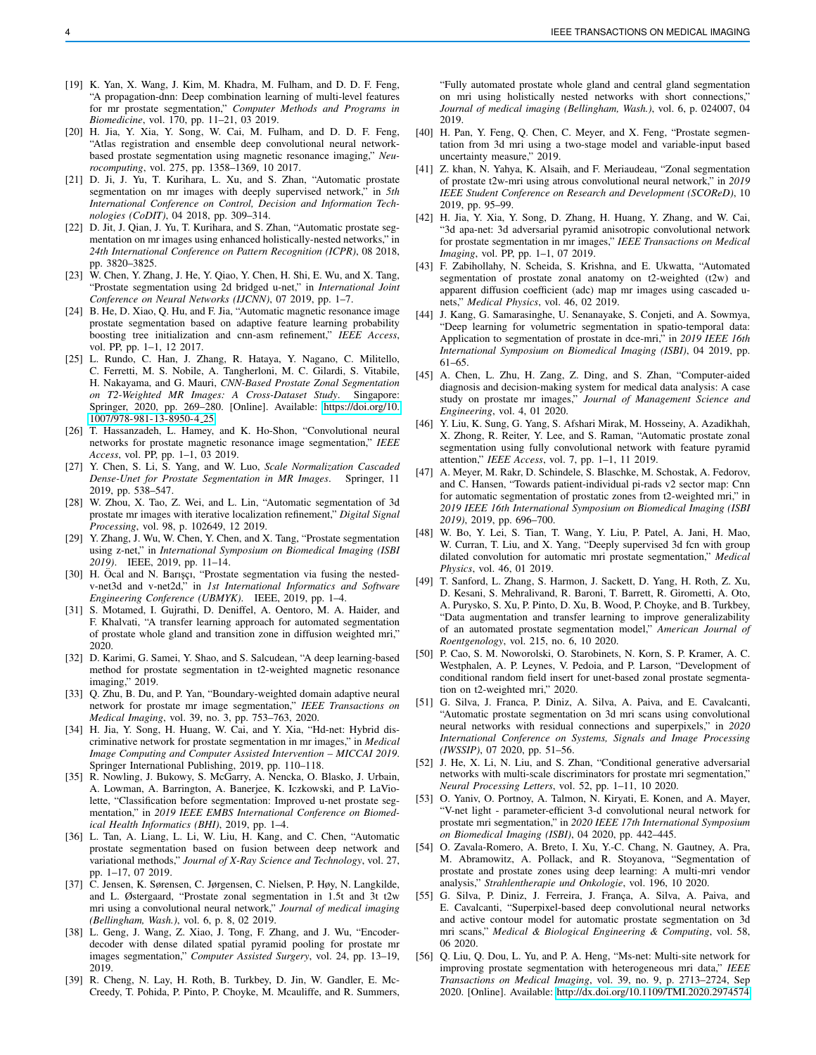[19] K. Yan, X. Wang, J. Kim, M. Khadra, M. Fulham, and D. D. F. Feng, "A propagation-dnn: Deep combination learning of multi-level features for mr prostate segmentation," *Computer Methods and Programs in Biomedicine*, vol. 170, pp. 11–21, 03 2019.

[20] H. Jia, Y. Xia, Y. Song, W. Cai, M. Fulham, and D. D. F. Feng, "Atlas registration and ensemble deep convolutional neural network-based prostate segmentation using magnetic resonance imaging," *Neurocomputing*, vol. 275, pp. 1358–1369, 10 2017.

[21] D. Ji, J. Yu, T. Kurihara, L. Xu, and S. Zhan, "Automatic prostate segmentation on mr images with deeply supervised network," in *5th International Conference on Control, Decision and Information Technologies (CoDIT)*, 04 2018, pp. 309–314.

[22] D. Jit, J. Qian, J. Yu, T. Kurihara, and S. Zhan, "Automatic prostate segmentation on mr images using enhanced holistically-nested networks," in *24th International Conference on Pattern Recognition (ICPR)*, 08 2018, pp. 3820–3825.

[23] W. Chen, Y. Zhang, J. He, Y. Qiao, Y. Chen, H. Shi, E. Wu, and X. Tang, "Prostate segmentation using 2d bridged u-net," in *International Joint Conference on Neural Networks (IJCNN)*, 07 2019, pp. 1–7.

[24] B. He, D. Xiao, Q. Hu, and F. Jia, "Automatic magnetic resonance image prostate segmentation based on adaptive feature learning probability boosting tree initialization and cnn-asm refinement," *IEEE Access*, vol. PP, pp. 1–1, 12 2017.

[25] L. Rundo, C. Han, J. Zhang, R. Hataya, Y. Nagano, C. Militello, C. Ferretti, M. S. Nobile, A. Tangherloni, M. C. Gilardi, S. Vitabile, H. Nakayama, and G. Mauri, *CNN-Based Prostate Zonal Segmentation on T2-Weighted MR Images: A Cross-Dataset Study*. Singapore: Springer, 2020, pp. 269–280. [Online]. Available: https://doi.org/10.1007/978-981-13-8950-4_25

[26] T. Hassanzadeh, L. Hamey, and K. Ho-Shon, "Convolutional neural networks for prostate magnetic resonance image segmentation," *IEEE Access*, vol. PP, pp. 1–1, 03 2019.

[27] Y. Chen, S. Li, S. Yang, and W. Luo, *Scale Normalization Cascaded Dense-Unet for Prostate Segmentation in MR Images*. Springer, 11 2019, pp. 538–547.

[28] W. Zhou, X. Tao, Z. Wei, and L. Lin, "Automatic segmentation of 3d prostate mr images with iterative localization refinement," *Digital Signal Processing*, vol. 98, p. 102649, 12 2019.

[29] Y. Zhang, J. Wu, W. Chen, Y. Chen, and X. Tang, "Prostate segmentation using z-net," in *International Symposium on Biomedical Imaging (ISBI 2019)*. IEEE, 2019, pp. 11–14.

[30] H. Öcal and N. Barışçı, "Prostate segmentation via fusing the nested-v-net3d and v-net2d," in *1st International Informatics and Software Engineering Conference (UBMYK)*. IEEE, 2019, pp. 1–4.

[31] S. Motamed, I. Gujrathi, D. Deniffel, A. Oentoro, M. A. Haider, and F. Khalvati, "A transfer learning approach for automated segmentation of prostate whole gland and transition zone in diffusion weighted mri," 2020.

[32] D. Karimi, G. Samei, Y. Shao, and S. Salcudean, "A deep learning-based method for prostate segmentation in t2-weighted magnetic resonance imaging," 2019.

[33] Q. Zhu, B. Du, and P. Yan, "Boundary-weighted domain adaptive neural network for prostate mr image segmentation," *IEEE Transactions on Medical Imaging*, vol. 39, no. 3, pp. 753–763, 2020.

[34] H. Jia, Y. Song, H. Huang, W. Cai, and Y. Xia, "Hd-net: Hybrid discriminative network for prostate segmentation in mr images," in *Medical Image Computing and Computer Assisted Intervention – MICCAI 2019*. Springer International Publishing, 2019, pp. 110–118.

[35] R. Nowling, J. Bukowy, S. McGarry, A. Nencka, O. Blasko, J. Urbain, A. Lowman, A. Barrington, A. Banerjee, K. Iczkowski, and P. LaViolette, "Classification before segmentation: Improved u-net prostate segmentation," in *2019 IEEE EMBS International Conference on Biomedical Health Informatics (BHI)*, 2019, pp. 1–4.

[36] L. Tan, A. Liang, L. Li, W. Liu, H. Kang, and C. Chen, "Automatic prostate segmentation based on fusion between deep network and variational methods," *Journal of X-Ray Science and Technology*, vol. 27, pp. 1–17, 07 2019.

[37] C. Jensen, K. Sørensen, C. Jørgensen, C. Nielsen, P. Høy, N. Langkilde, and L. Østergaard, "Prostate zonal segmentation in 1.5t and 3t t2w mri using a convolutional neural network," *Journal of medical imaging (Bellingham, Wash.)*, vol. 6, p. 8, 02 2019.

[38] L. Geng, J. Wang, Z. Xiao, J. Tong, F. Zhang, and J. Wu, "Encoder-decoder with dense dilated spatial pyramid pooling for prostate mr images segmentation," *Computer Assisted Surgery*, vol. 24, pp. 13–19, 2019.

[39] R. Cheng, N. Lay, H. Roth, B. Turkbey, D. Jin, W. Gandler, E. McCreedy, T. Pohida, P. Pinto, P. Choyke, M. Mcauliffe, and R. Summers, "Fully automated prostate whole gland and central gland segmentation on mri using holistically nested networks with short connections," *Journal of medical imaging (Bellingham, Wash.)*, vol. 6, p. 024007, 04 2019.

[40] H. Pan, Y. Feng, Q. Chen, C. Meyer, and X. Feng, "Prostate segmentation from 3d mri using a two-stage model and variable-input based uncertainty measure," 2019.

[41] Z. khan, N. Yahya, K. Alsaih, and F. Meriaudeau, "Zonal segmentation of prostate t2w-mri using atrous convolutional neural network," in *2019 IEEE Student Conference on Research and Development (SCOReD)*, 10 2019, pp. 95–99.

[42] H. Jia, Y. Xia, Y. Song, D. Zhang, H. Huang, Y. Zhang, and W. Cai, "3d apa-net: 3d adversarial pyramid anisotropic convolutional network for prostate segmentation in mr images," *IEEE Transactions on Medical Imaging*, vol. PP, pp. 1–1, 07 2019.

[43] F. Zabihollahy, N. Scheida, S. Krishna, and E. Ukwatta, "Automated segmentation of prostate zonal anatomy on t2-weighted (t2w) and apparent diffusion coefficient (adc) map mr images using cascaded u-nets," *Medical Physics*, vol. 46, 02 2019.

[44] J. Kang, G. Samarasinghe, U. Senanayake, S. Conjeti, and A. Sowmya, "Deep learning for volumetric segmentation in spatio-temporal data: Application to segmentation of prostate in dce-mri," in *2019 IEEE 16th International Symposium on Biomedical Imaging (ISBI)*, 04 2019, pp. 61–65.

[45] A. Chen, L. Zhu, H. Zang, Z. Ding, and S. Zhan, "Computer-aided diagnosis and decision-making system for medical data analysis: A case study on prostate mr images," *Journal of Management Science and Engineering*, vol. 4, 01 2020.

[46] Y. Liu, K. Sung, G. Yang, S. Afshari Mirak, M. Hosseiny, A. Azadikhah, X. Zhong, R. Reiter, Y. Lee, and S. Raman, "Automatic prostate zonal segmentation using fully convolutional network with feature pyramid attention," *IEEE Access*, vol. 7, pp. 1–1, 11 2019.

[47] A. Meyer, M. Rakr, D. Schindele, S. Blaschke, M. Schostak, A. Fedorov, and C. Hansen, "Towards patient-individual pi-rads v2 sector map: Cnn for automatic segmentation of prostatic zones from t2-weighted mri," in *2019 IEEE 16th International Symposium on Biomedical Imaging (ISBI 2019)*, 2019, pp. 696–700.

[48] W. Bo, Y. Lei, S. Tian, T. Wang, Y. Liu, P. Patel, A. Jani, H. Mao, W. Curran, T. Liu, and X. Yang, "Deeply supervised 3d fcn with group dilated convolution for automatic mri prostate segmentation," *Medical Physics*, vol. 46, 01 2019.

[49] T. Sanford, L. Zhang, S. Harmon, J. Sackett, D. Yang, H. Roth, Z. Xu, D. Kesani, S. Mehralivand, R. Baroni, T. Barrett, R. Girometti, A. Oto, A. Purysko, S. Xu, P. Pinto, D. Xu, B. Wood, P. Choyke, and B. Turkbey, "Data augmentation and transfer learning to improve generalizability of an automated prostate segmentation model," *American Journal of Roentgenology*, vol. 215, no. 6, 10 2020.

[50] P. Cao, S. M. Noworolski, O. Starobinets, N. Korn, S. P. Kramer, A. C. Westphalen, A. P. Leynes, V. Pedoia, and P. Larson, "Development of conditional random field insert for unet-based zonal prostate segmentation on t2-weighted mri," 2020.

[51] G. Silva, J. Franca, P. Diniz, A. Silva, A. Paiva, and E. Cavalcanti, "Automatic prostate segmentation on 3d mri scans using convolutional neural networks with residual connections and superpixels," in *2020 International Conference on Systems, Signals and Image Processing (IWSSIP)*, 07 2020, pp. 51–56.

[52] J. He, X. Li, N. Liu, and S. Zhan, "Conditional generative adversarial networks with multi-scale discriminators for prostate mri segmentation," *Neural Processing Letters*, vol. 52, pp. 1–11, 10 2020.

[53] O. Yaniv, O. Portnoy, A. Talmon, N. Kiryati, E. Konen, and A. Mayer, "V-net light - parameter-efficient 3-d convolutional neural network for prostate mri segmentation," in *2020 IEEE 17th International Symposium on Biomedical Imaging (ISBI)*, 04 2020, pp. 442–445.

[54] O. Zavala-Romero, A. Breto, I. Xu, Y.-C. Chang, N. Gautney, A. Pra, M. Abramowitz, A. Pollack, and R. Stoyanova, "Segmentation of prostate and prostate zones using deep learning: A multi-mri vendor analysis," *Strahlentherapie und Onkologie*, vol. 196, 10 2020.

[55] G. Silva, P. Diniz, J. Ferreira, J. França, A. Silva, A. Paiva, and E. Cavalcanti, "Superpixel-based deep convolutional neural networks and active contour model for automatic prostate segmentation on 3d mri scans," *Medical & Biological Engineering & Computing*, vol. 58, 06 2020.

[56] Q. Liu, Q. Dou, L. Yu, and P. A. Heng, "Ms-net: Multi-site network for improving prostate segmentation with heterogeneous mri data," *IEEE Transactions on Medical Imaging*, vol. 39, no. 9, p. 2713–2724, Sep 2020. [Online]. Available: http://dx.doi.org/10.1109/TMI.2020.2974574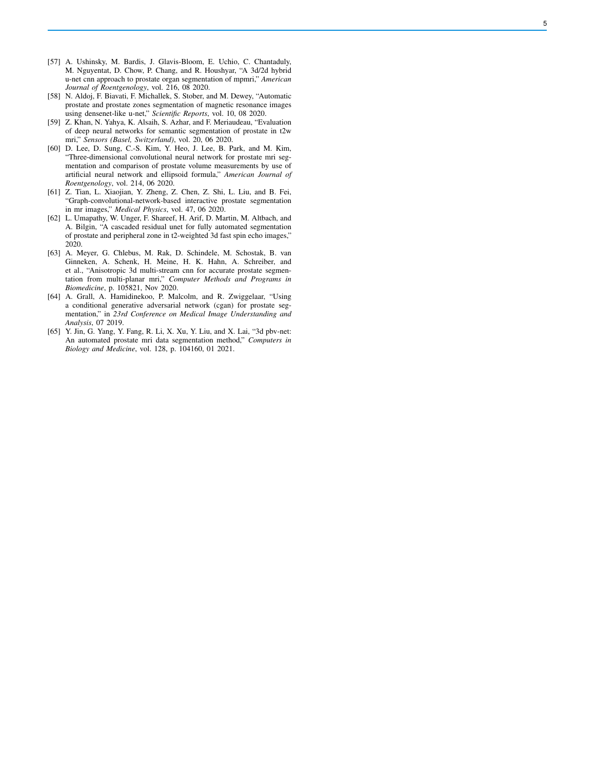[57] A. Ushinsky, M. Bardis, J. Glavis-Bloom, E. Uchio, C. Chantaduly, M. Nguyentat, D. Chow, P. Chang, and R. Houshyar, "A 3d/2d hybrid u-net cnn approach to prostate organ segmentation of mpmri," *American Journal of Roentgenology*, vol. 216, 08 2020.

[58] N. Aldoj, F. Biavati, F. Michallek, S. Stober, and M. Dewey, "Automatic prostate and prostate zones segmentation of magnetic resonance images using densenet-like u-net," *Scientific Reports*, vol. 10, 08 2020.

[59] Z. Khan, N. Yahya, K. Alsaih, S. Azhar, and F. Meriaudeau, "Evaluation of deep neural networks for semantic segmentation of prostate in t2w mri," *Sensors (Basel, Switzerland)*, vol. 20, 06 2020.

[60] D. Lee, D. Sung, C.-S. Kim, Y. Heo, J. Lee, B. Park, and M. Kim, "Three-dimensional convolutional neural network for prostate mri segmentation and comparison of prostate volume measurements by use of artificial neural network and ellipsoid formula," *American Journal of Roentgenology*, vol. 214, 06 2020.

[61] Z. Tian, L. Xiaojian, Y. Zheng, Z. Chen, Z. Shi, L. Liu, and B. Fei, "Graph-convolutional-network-based interactive prostate segmentation in mr images," *Medical Physics*, vol. 47, 06 2020.

[62] L. Umapathy, W. Unger, F. Shareef, H. Arif, D. Martin, M. Altbach, and A. Bilgin, "A cascaded residual unet for fully automated segmentation of prostate and peripheral zone in t2-weighted 3d fast spin echo images," 2020.

[63] A. Meyer, G. Chlebus, M. Rak, D. Schindele, M. Schostak, B. van Ginneken, A. Schenk, H. Meine, H. K. Hahn, A. Schreiber, and et al., "Anisotropic 3d multi-stream cnn for accurate prostate segmentation from multi-planar mri," *Computer Methods and Programs in Biomedicine*, p. 105821, Nov 2020.

[64] A. Grall, A. Hamidinekoo, P. Malcolm, and R. Zwiggelaar, "Using a conditional generative adversarial network (cgan) for prostate segmentation," in *23rd Conference on Medical Image Understanding and Analysis*, 07 2019.

[65] Y. Jin, G. Yang, Y. Fang, R. Li, X. Xu, Y. Liu, and X. Lai, "3d pbv-net: An automated prostate mri data segmentation method," *Computers in Biology and Medicine*, vol. 128, p. 104160, 01 2021.